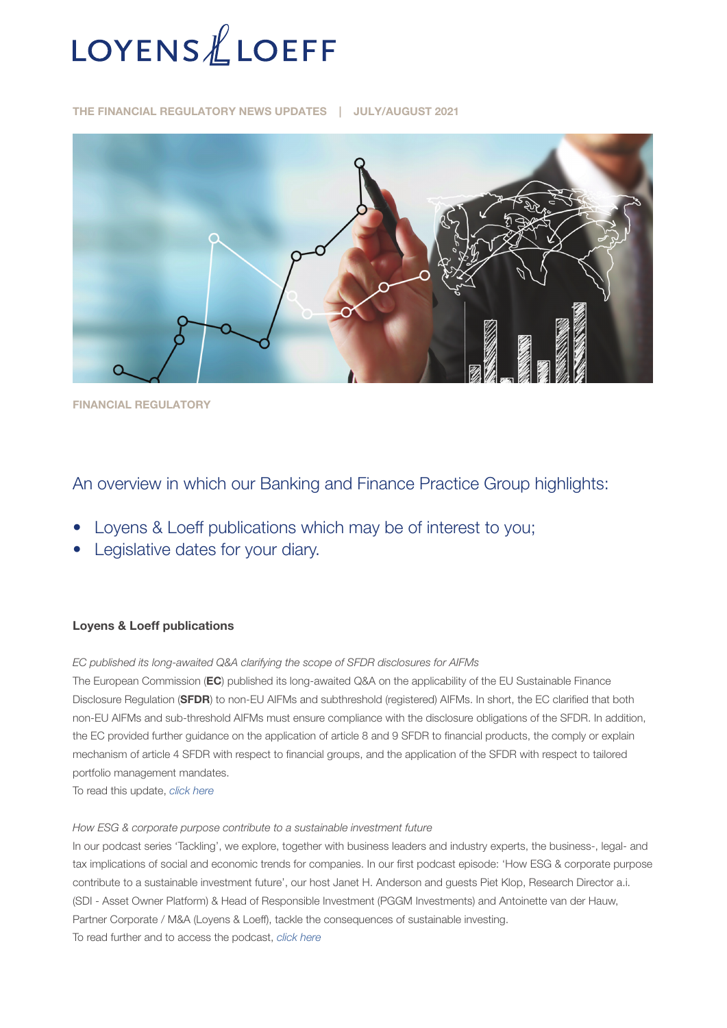# LOYENS & LOEFF

THE FINANCIAL REGULATORY NEWS UPDATES | JULY/AUGUST 2021

FINANCIAL REGULATORY

## An overview in which our Banking and Finance Practice Group highlights:

- Loyens & Loeff publications which may be of interest to you;
- Legislative dates for your diary.

### Loyens & Loeff publications

*EC published its long-awaited Q&A clarifying the scope of SFDR disclosures for AIFMs*

The European Commission (**EC**) published its long-awaited Q&A on the applicability of the EU Sustainable Finance Disclosure Regulation (**SFDR**) to non-EU AIFMs and subthreshold (registered) AIFMs. In short, the EC clarified that both non-EU AIFMs and sub-threshold AIFMs must ensure compliance with the disclosure obligations of the SFDR. In addition, the EC provided further guidance on the application of article 8 and 9 SFDR to financial products, the comply or explain mechanism of article 4 SFDR with respect to financial groups, and the application of the SFDR with respect to tailored portfolio management mandates.

To read this update, *click here*

*How ESG & corporate purpose contribute to a sustainable investment future*

In our podcast series 'Tackling', we explore, together with business leaders and industry experts, the business-, legal- and tax implications of social and economic trends for companies. In our first podcast episode: 'How ESG & corporate purpose contribute to a sustainable investment future', our host Janet H. Anderson and guests Piet Klop, Research Director a.i. (SDI - Asset Owner Platform) & Head of Responsible Investment (PGGM Investments) and Antoinette van der Hauw, Partner Corporate / M&A (Loyens & Loeff), tackle the consequences of sustainable investing.

To read further and to access the podcast, *click here*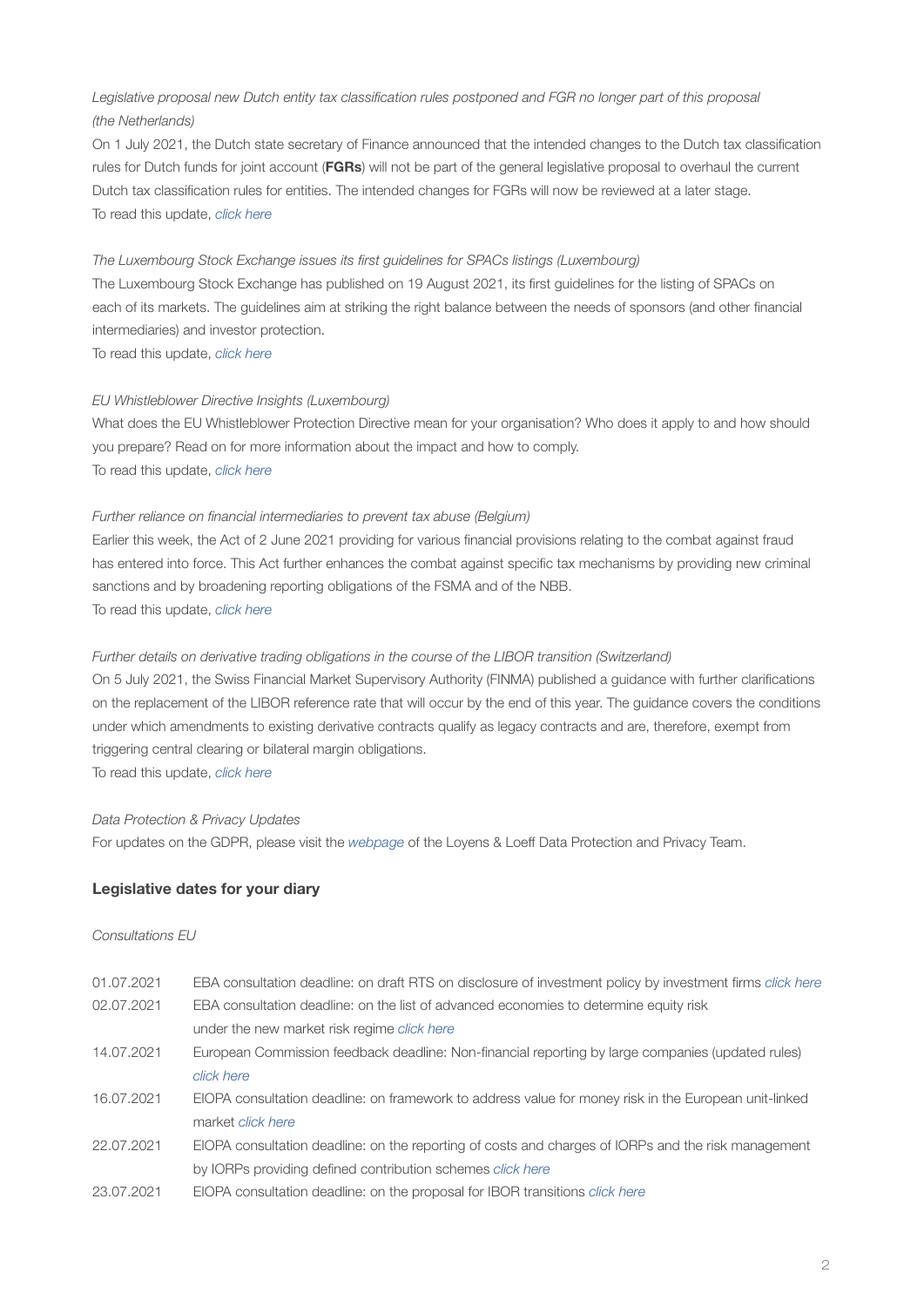*Legislative proposal new Dutch entity tax classification rules postponed and FGR no longer part of this proposal (the Netherlands)*

On 1 July 2021, the Dutch state secretary of Finance announced that the intended changes to the Dutch tax classification rules for Dutch funds for joint account (**FGRs**) will not be part of the general legislative proposal to overhaul the current Dutch tax classification rules for entities. The intended changes for FGRs will now be reviewed at a later stage.

To read this update, *click here*

*The Luxembourg Stock Exchange issues its first guidelines for SPACs listings (Luxembourg)*

The Luxembourg Stock Exchange has published on 19 August 2021, its first guidelines for the listing of SPACs on each of its markets. The guidelines aim at striking the right balance between the needs of sponsors (and other financial intermediaries) and investor protection.

To read this update, *click here*

*EU Whistleblower Directive Insights (Luxembourg)*

What does the EU Whistleblower Protection Directive mean for your organisation? Who does it apply to and how should you prepare? Read on for more information about the impact and how to comply.

To read this update, *click here*

*Further reliance on financial intermediaries to prevent tax abuse (Belgium)*

Earlier this week, the Act of 2 June 2021 providing for various financial provisions relating to the combat against fraud has entered into force. This Act further enhances the combat against specific tax mechanisms by providing new criminal sanctions and by broadening reporting obligations of the FSMA and of the NBB.

To read this update, *click here*

*Further details on derivative trading obligations in the course of the LIBOR transition (Switzerland)*

On 5 July 2021, the Swiss Financial Market Supervisory Authority (FINMA) published a guidance with further clarifications on the replacement of the LIBOR reference rate that will occur by the end of this year. The guidance covers the conditions under which amendments to existing derivative contracts qualify as legacy contracts and are, therefore, exempt from triggering central clearing or bilateral margin obligations.

To read this update, *click here*

*Data Protection & Privacy Updates*

For updates on the GDPR, please visit the *webpage* of the Loyens & Loeff Data Protection and Privacy Team.

## Legislative dates for your diary

*Consultations EU*

| | |
|---|---|
| 01.07.2021 | EBA consultation deadline: on draft RTS on disclosure of investment policy by investment firms *click here* |
| 02.07.2021 | EBA consultation deadline: on the list of advanced economies to determine equity risk under the new market risk regime *click here* |
| 14.07.2021 | European Commission feedback deadline: Non-financial reporting by large companies (updated rules) *click here* |
| 16.07.2021 | EIOPA consultation deadline: on framework to address value for money risk in the European unit-linked market *click here* |
| 22.07.2021 | EIOPA consultation deadline: on the reporting of costs and charges of IORPs and the risk management by IORPs providing defined contribution schemes *click here* |
| 23.07.2021 | EIOPA consultation deadline: on the proposal for IBOR transitions *click here* |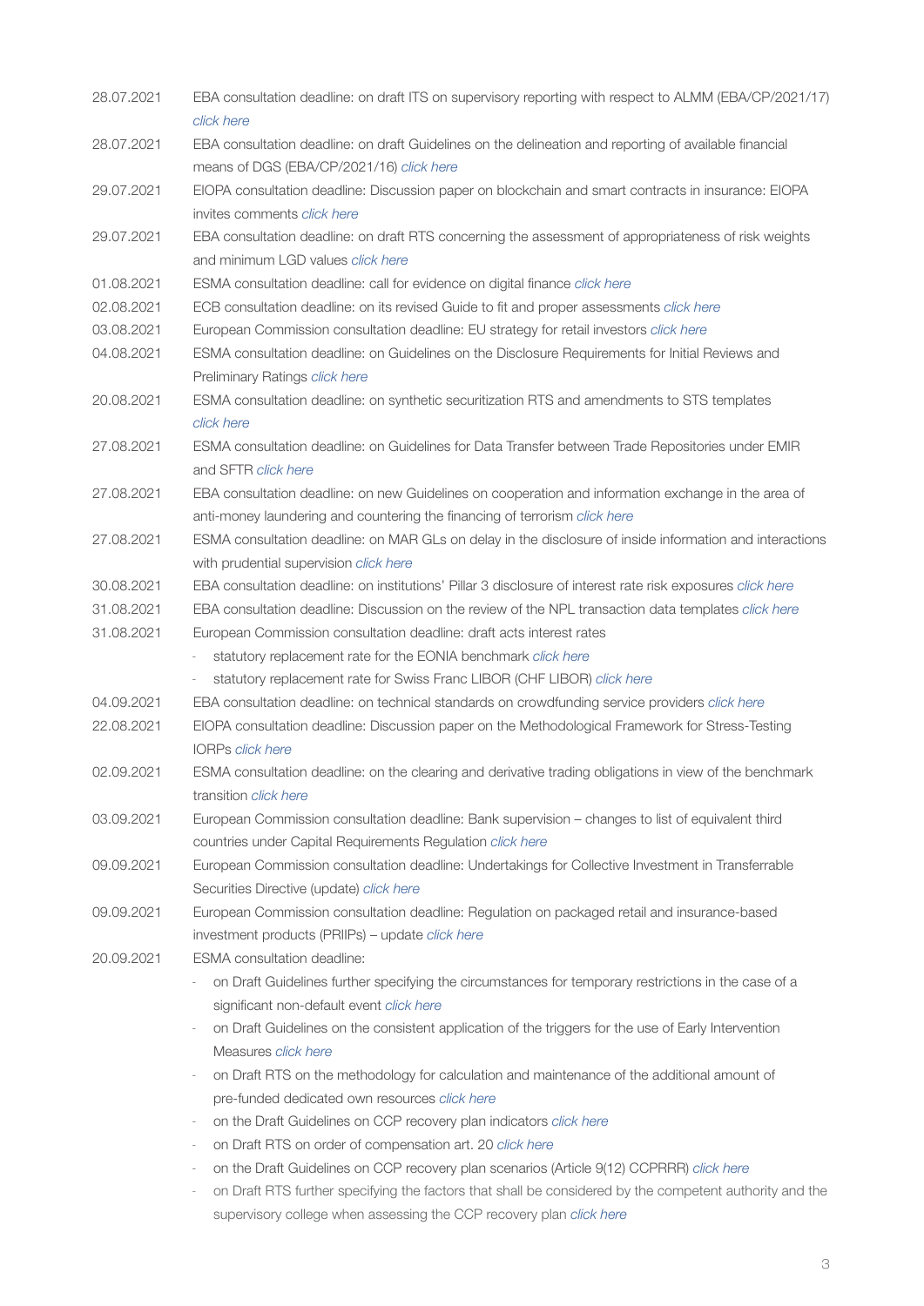| | |
|---|---|
| 28.07.2021 | EBA consultation deadline: on draft ITS on supervisory reporting with respect to ALMM (EBA/CP/2021/17) *click here* |
| 28.07.2021 | EBA consultation deadline: on draft Guidelines on the delineation and reporting of available financial means of DGS (EBA/CP/2021/16) *click here* |
| 29.07.2021 | EIOPA consultation deadline: Discussion paper on blockchain and smart contracts in insurance: EIOPA invites comments *click here* |
| 29.07.2021 | EBA consultation deadline: on draft RTS concerning the assessment of appropriateness of risk weights and minimum LGD values *click here* |
| 01.08.2021 | ESMA consultation deadline: call for evidence on digital finance *click here* |
| 02.08.2021 | ECB consultation deadline: on its revised Guide to fit and proper assessments *click here* |
| 03.08.2021 | European Commission consultation deadline: EU strategy for retail investors *click here* |
| 04.08.2021 | ESMA consultation deadline: on Guidelines on the Disclosure Requirements for Initial Reviews and Preliminary Ratings *click here* |
| 20.08.2021 | ESMA consultation deadline: on synthetic securitization RTS and amendments to STS templates *click here* |
| 27.08.2021 | ESMA consultation deadline: on Guidelines for Data Transfer between Trade Repositories under EMIR and SFTR *click here* |
| 27.08.2021 | EBA consultation deadline: on new Guidelines on cooperation and information exchange in the area of anti-money laundering and countering the financing of terrorism *click here* |
| 27.08.2021 | ESMA consultation deadline: on MAR GLs on delay in the disclosure of inside information and interactions with prudential supervision *click here* |
| 30.08.2021 | EBA consultation deadline: on institutions' Pillar 3 disclosure of interest rate risk exposures *click here* |
| 31.08.2021 | EBA consultation deadline: Discussion on the review of the NPL transaction data templates *click here* |
| 31.08.2021 | European Commission consultation deadline: draft acts interest rates<br>- statutory replacement rate for the EONIA benchmark *click here*<br>- statutory replacement rate for Swiss Franc LIBOR (CHF LIBOR) *click here* |
| 04.09.2021 | EBA consultation deadline: on technical standards on crowdfunding service providers *click here* |
| 22.08.2021 | EIOPA consultation deadline: Discussion paper on the Methodological Framework for Stress-Testing IORPs *click here* |
| 02.09.2021 | ESMA consultation deadline: on the clearing and derivative trading obligations in view of the benchmark transition *click here* |
| 03.09.2021 | European Commission consultation deadline: Bank supervision – changes to list of equivalent third countries under Capital Requirements Regulation *click here* |
| 09.09.2021 | European Commission consultation deadline: Undertakings for Collective Investment in Transferrable Securities Directive (update) *click here* |
| 09.09.2021 | European Commission consultation deadline: Regulation on packaged retail and insurance-based investment products (PRIIPs) – update *click here* |
| 20.09.2021 | ESMA consultation deadline:<br>- on Draft Guidelines further specifying the circumstances for temporary restrictions in the case of a significant non-default event *click here*<br>- on Draft Guidelines on the consistent application of the triggers for the use of Early Intervention Measures *click here*<br>- on Draft RTS on the methodology for calculation and maintenance of the additional amount of pre-funded dedicated own resources *click here*<br>- on the Draft Guidelines on CCP recovery plan indicators *click here*<br>- on Draft RTS on order of compensation art. 20 *click here*<br>- on the Draft Guidelines on CCP recovery plan scenarios (Article 9(12) CCPRRR) *click here*<br>- on Draft RTS further specifying the factors that shall be considered by the competent authority and the supervisory college when assessing the CCP recovery plan *click here* |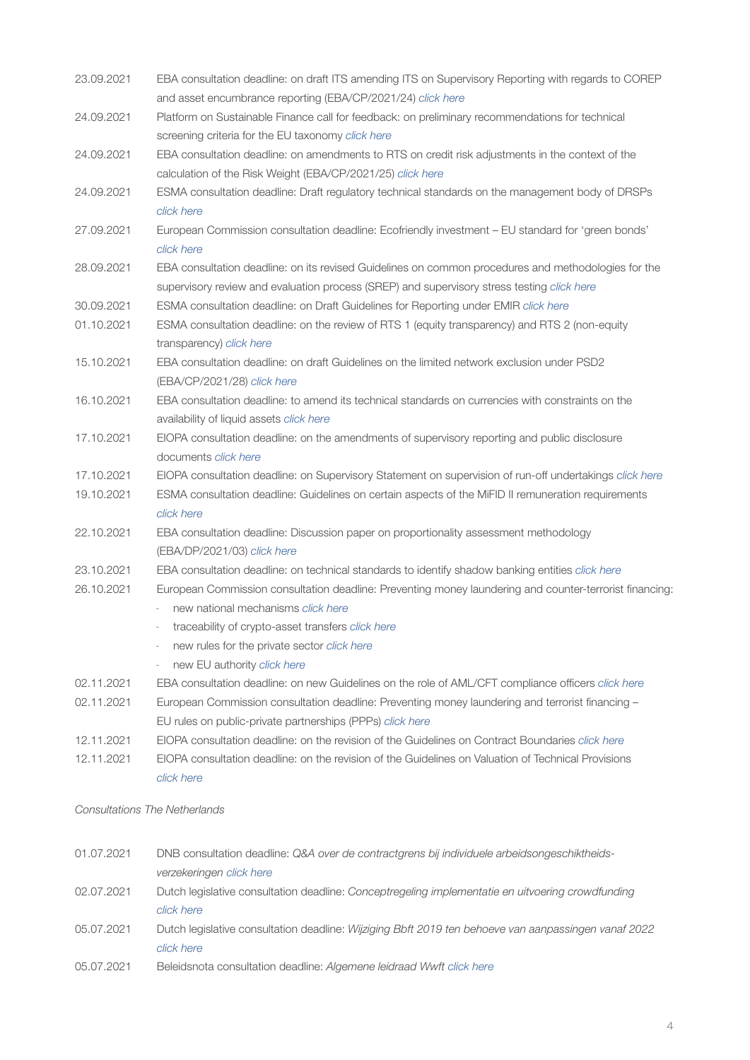| | |
|---|---|
| 23.09.2021 | EBA consultation deadline: on draft ITS amending ITS on Supervisory Reporting with regards to COREP and asset encumbrance reporting (EBA/CP/2021/24) *click here* |
| 24.09.2021 | Platform on Sustainable Finance call for feedback: on preliminary recommendations for technical screening criteria for the EU taxonomy *click here* |
| 24.09.2021 | EBA consultation deadline: on amendments to RTS on credit risk adjustments in the context of the calculation of the Risk Weight (EBA/CP/2021/25) *click here* |
| 24.09.2021 | ESMA consultation deadline: Draft regulatory technical standards on the management body of DRSPs *click here* |
| 27.09.2021 | European Commission consultation deadline: Ecofriendly investment – EU standard for 'green bonds' *click here* |
| 28.09.2021 | EBA consultation deadline: on its revised Guidelines on common procedures and methodologies for the supervisory review and evaluation process (SREP) and supervisory stress testing *click here* |
| 30.09.2021 | ESMA consultation deadline: on Draft Guidelines for Reporting under EMIR *click here* |
| 01.10.2021 | ESMA consultation deadline: on the review of RTS 1 (equity transparency) and RTS 2 (non-equity transparency) *click here* |
| 15.10.2021 | EBA consultation deadline: on draft Guidelines on the limited network exclusion under PSD2 (EBA/CP/2021/28) *click here* |
| 16.10.2021 | EBA consultation deadline: to amend its technical standards on currencies with constraints on the availability of liquid assets *click here* |
| 17.10.2021 | EIOPA consultation deadline: on the amendments of supervisory reporting and public disclosure documents *click here* |
| 17.10.2021 | EIOPA consultation deadline: on Supervisory Statement on supervision of run-off undertakings *click here* |
| 19.10.2021 | ESMA consultation deadline: Guidelines on certain aspects of the MiFID II remuneration requirements *click here* |
| 22.10.2021 | EBA consultation deadline: Discussion paper on proportionality assessment methodology (EBA/DP/2021/03) *click here* |
| 23.10.2021 | EBA consultation deadline: on technical standards to identify shadow banking entities *click here* |
| 26.10.2021 | European Commission consultation deadline: Preventing money laundering and counter-terrorist financing:<br>- new national mechanisms *click here*<br>- traceability of crypto-asset transfers *click here*<br>- new rules for the private sector *click here*<br>- new EU authority *click here* |
| 02.11.2021 | EBA consultation deadline: on new Guidelines on the role of AML/CFT compliance officers *click here* |
| 02.11.2021 | European Commission consultation deadline: Preventing money laundering and terrorist financing – EU rules on public-private partnerships (PPPs) *click here* |
| 12.11.2021 | EIOPA consultation deadline: on the revision of the Guidelines on Contract Boundaries *click here* |
| 12.11.2021 | EIOPA consultation deadline: on the revision of the Guidelines on Valuation of Technical Provisions *click here* |

*Consultations The Netherlands*

| | |
|---|---|
| 01.07.2021 | DNB consultation deadline: *Q&A over de contractgrens bij individuele arbeidsongeschiktheids-verzekeringen* *click here* |
| 02.07.2021 | Dutch legislative consultation deadline: *Conceptregeling implementatie en uitvoering crowdfunding* *click here* |
| 05.07.2021 | Dutch legislative consultation deadline: *Wijziging Bbft 2019 ten behoeve van aanpassingen vanaf 2022* *click here* |
| 05.07.2021 | Beleidsnota consultation deadline: *Algemene leidraad Wwft* *click here* |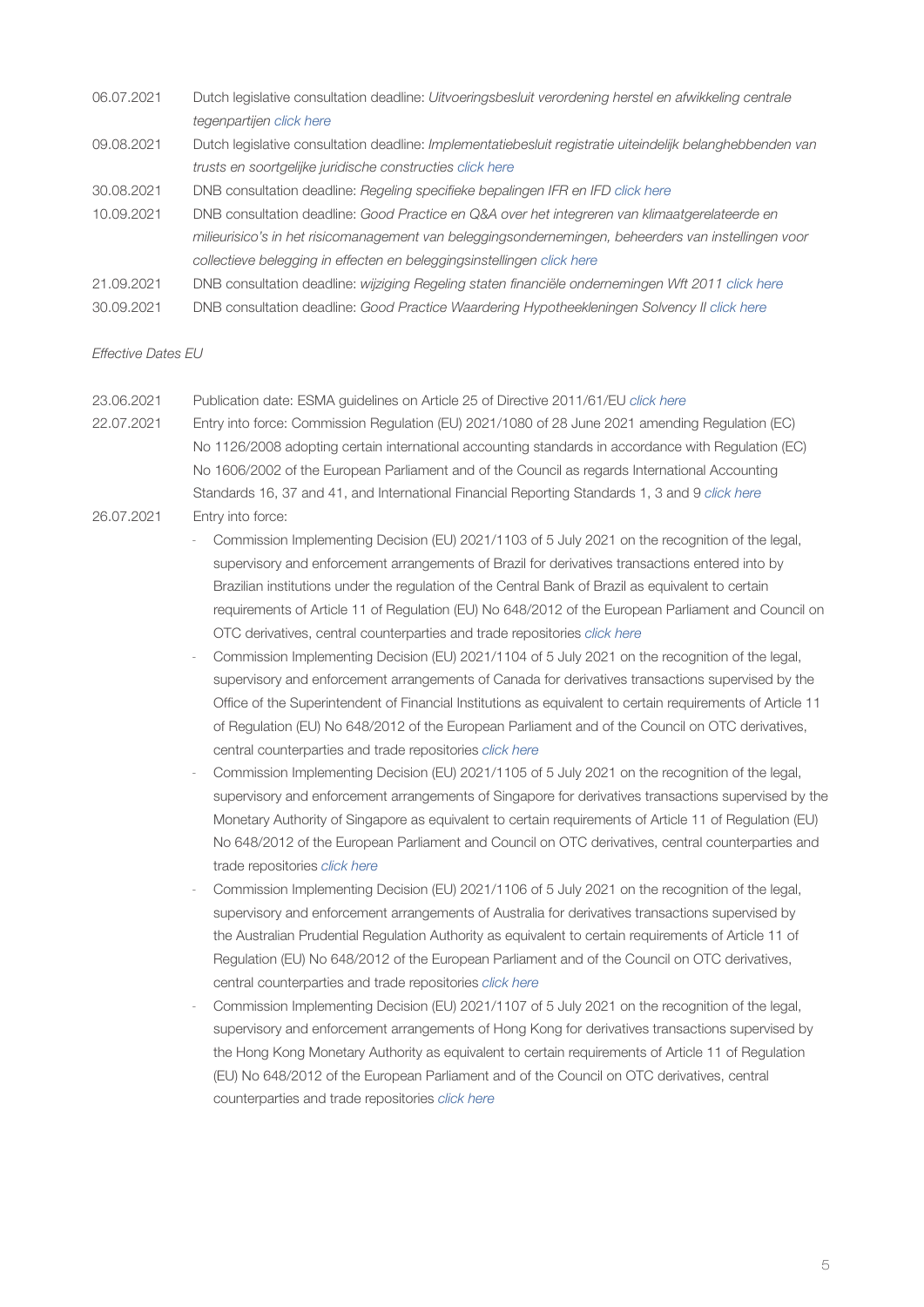| | |
|---|---|
| 06.07.2021 | Dutch legislative consultation deadline: *Uitvoeringsbesluit verordening herstel en afwikkeling centrale tegenpartijen* *click here* |
| 09.08.2021 | Dutch legislative consultation deadline: *Implementatiebesluit registratie uiteindelijk belanghebbenden van trusts en soortgelijke juridische constructies* *click here* |
| 30.08.2021 | DNB consultation deadline: *Regeling specifieke bepalingen IFR en IFD* *click here* |
| 10.09.2021 | DNB consultation deadline: *Good Practice en Q&A over het integreren van klimaatgerelateerde en milieurisico's in het risicomanagement van beleggingsondernemingen, beheerders van instellingen voor collectieve belegging in effecten en beleggingsinstellingen* *click here* |
| 21.09.2021 | DNB consultation deadline: *wijziging Regeling staten financiële ondernemingen Wft 2011* *click here* |
| 30.09.2021 | DNB consultation deadline: *Good Practice Waardering Hypotheekleningen Solvency II* *click here* |

*Effective Dates EU*

23.06.2021 Publication date: ESMA guidelines on Article 25 of Directive 2011/61/EU *click here*

22.07.2021 Entry into force: Commission Regulation (EU) 2021/1080 of 28 June 2021 amending Regulation (EC) No 1126/2008 adopting certain international accounting standards in accordance with Regulation (EC) No 1606/2002 of the European Parliament and of the Council as regards International Accounting Standards 16, 37 and 41, and International Financial Reporting Standards 1, 3 and 9 *click here*

26.07.2021 Entry into force:

- Commission Implementing Decision (EU) 2021/1103 of 5 July 2021 on the recognition of the legal, supervisory and enforcement arrangements of Brazil for derivatives transactions entered into by Brazilian institutions under the regulation of the Central Bank of Brazil as equivalent to certain requirements of Article 11 of Regulation (EU) No 648/2012 of the European Parliament and Council on OTC derivatives, central counterparties and trade repositories *click here*
- Commission Implementing Decision (EU) 2021/1104 of 5 July 2021 on the recognition of the legal, supervisory and enforcement arrangements of Canada for derivatives transactions supervised by the Office of the Superintendent of Financial Institutions as equivalent to certain requirements of Article 11 of Regulation (EU) No 648/2012 of the European Parliament and of the Council on OTC derivatives, central counterparties and trade repositories *click here*
- Commission Implementing Decision (EU) 2021/1105 of 5 July 2021 on the recognition of the legal, supervisory and enforcement arrangements of Singapore for derivatives transactions supervised by the Monetary Authority of Singapore as equivalent to certain requirements of Article 11 of Regulation (EU) No 648/2012 of the European Parliament and Council on OTC derivatives, central counterparties and trade repositories *click here*
- Commission Implementing Decision (EU) 2021/1106 of 5 July 2021 on the recognition of the legal, supervisory and enforcement arrangements of Australia for derivatives transactions supervised by the Australian Prudential Regulation Authority as equivalent to certain requirements of Article 11 of Regulation (EU) No 648/2012 of the European Parliament and of the Council on OTC derivatives, central counterparties and trade repositories *click here*
- Commission Implementing Decision (EU) 2021/1107 of 5 July 2021 on the recognition of the legal, supervisory and enforcement arrangements of Hong Kong for derivatives transactions supervised by the Hong Kong Monetary Authority as equivalent to certain requirements of Article 11 of Regulation (EU) No 648/2012 of the European Parliament and of the Council on OTC derivatives, central counterparties and trade repositories *click here*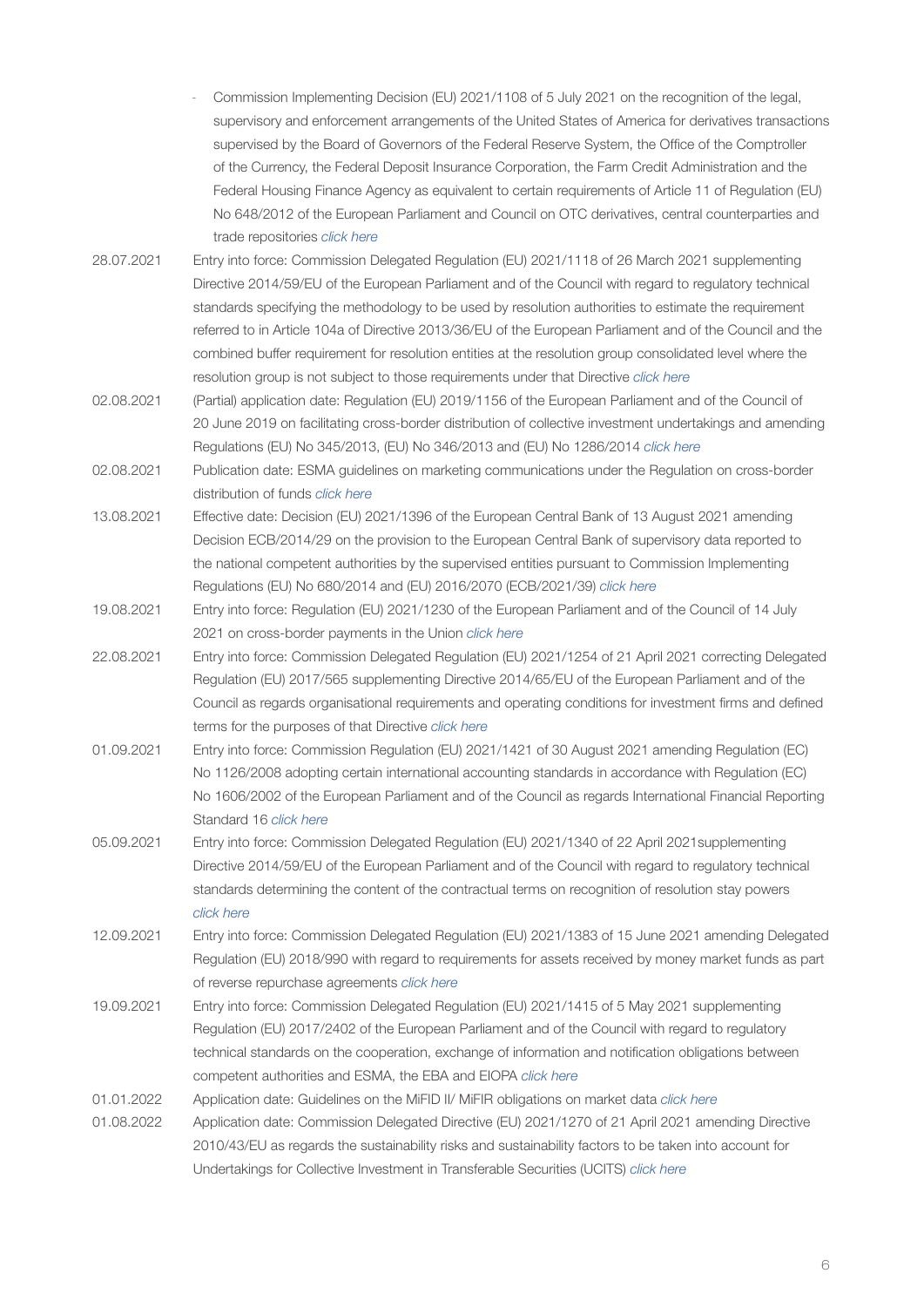- Commission Implementing Decision (EU) 2021/1108 of 5 July 2021 on the recognition of the legal, supervisory and enforcement arrangements of the United States of America for derivatives transactions supervised by the Board of Governors of the Federal Reserve System, the Office of the Comptroller of the Currency, the Federal Deposit Insurance Corporation, the Farm Credit Administration and the Federal Housing Finance Agency as equivalent to certain requirements of Article 11 of Regulation (EU) No 648/2012 of the European Parliament and Council on OTC derivatives, central counterparties and trade repositories *click here*

| | |
|---|---|
| 28.07.2021 | Entry into force: Commission Delegated Regulation (EU) 2021/1118 of 26 March 2021 supplementing Directive 2014/59/EU of the European Parliament and of the Council with regard to regulatory technical standards specifying the methodology to be used by resolution authorities to estimate the requirement referred to in Article 104a of Directive 2013/36/EU of the European Parliament and of the Council and the combined buffer requirement for resolution entities at the resolution group consolidated level where the resolution group is not subject to those requirements under that Directive *click here* |
| 02.08.2021 | (Partial) application date: Regulation (EU) 2019/1156 of the European Parliament and of the Council of 20 June 2019 on facilitating cross-border distribution of collective investment undertakings and amending Regulations (EU) No 345/2013, (EU) No 346/2013 and (EU) No 1286/2014 *click here* |
| 02.08.2021 | Publication date: ESMA guidelines on marketing communications under the Regulation on cross-border distribution of funds *click here* |
| 13.08.2021 | Effective date: Decision (EU) 2021/1396 of the European Central Bank of 13 August 2021 amending Decision ECB/2014/29 on the provision to the European Central Bank of supervisory data reported to the national competent authorities by the supervised entities pursuant to Commission Implementing Regulations (EU) No 680/2014 and (EU) 2016/2070 (ECB/2021/39) *click here* |
| 19.08.2021 | Entry into force: Regulation (EU) 2021/1230 of the European Parliament and of the Council of 14 July 2021 on cross-border payments in the Union *click here* |
| 22.08.2021 | Entry into force: Commission Delegated Regulation (EU) 2021/1254 of 21 April 2021 correcting Delegated Regulation (EU) 2017/565 supplementing Directive 2014/65/EU of the European Parliament and of the Council as regards organisational requirements and operating conditions for investment firms and defined terms for the purposes of that Directive *click here* |
| 01.09.2021 | Entry into force: Commission Regulation (EU) 2021/1421 of 30 August 2021 amending Regulation (EC) No 1126/2008 adopting certain international accounting standards in accordance with Regulation (EC) No 1606/2002 of the European Parliament and of the Council as regards International Financial Reporting Standard 16 *click here* |
| 05.09.2021 | Entry into force: Commission Delegated Regulation (EU) 2021/1340 of 22 April 2021supplementing Directive 2014/59/EU of the European Parliament and of the Council with regard to regulatory technical standards determining the content of the contractual terms on recognition of resolution stay powers *click here* |
| 12.09.2021 | Entry into force: Commission Delegated Regulation (EU) 2021/1383 of 15 June 2021 amending Delegated Regulation (EU) 2018/990 with regard to requirements for assets received by money market funds as part of reverse repurchase agreements *click here* |
| 19.09.2021 | Entry into force: Commission Delegated Regulation (EU) 2021/1415 of 5 May 2021 supplementing Regulation (EU) 2017/2402 of the European Parliament and of the Council with regard to regulatory technical standards on the cooperation, exchange of information and notification obligations between competent authorities and ESMA, the EBA and EIOPA *click here* |
| 01.01.2022 | Application date: Guidelines on the MiFID II/ MiFIR obligations on market data *click here* |
| 01.08.2022 | Application date: Commission Delegated Directive (EU) 2021/1270 of 21 April 2021 amending Directive 2010/43/EU as regards the sustainability risks and sustainability factors to be taken into account for Undertakings for Collective Investment in Transferable Securities (UCITS) *click here* |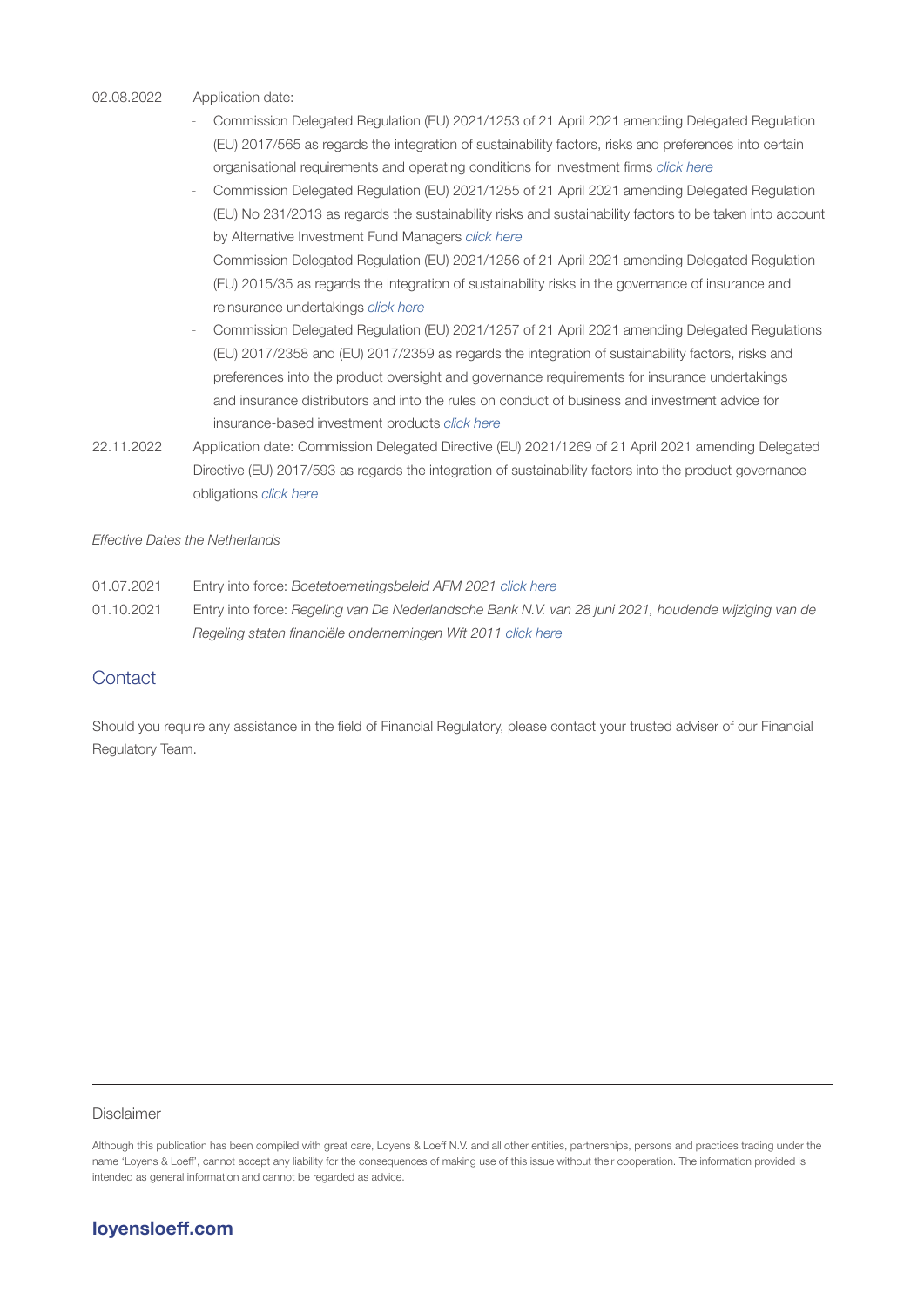02.08.2022 Application date:

- Commission Delegated Regulation (EU) 2021/1253 of 21 April 2021 amending Delegated Regulation (EU) 2017/565 as regards the integration of sustainability factors, risks and preferences into certain organisational requirements and operating conditions for investment firms *click here*
- Commission Delegated Regulation (EU) 2021/1255 of 21 April 2021 amending Delegated Regulation (EU) No 231/2013 as regards the sustainability risks and sustainability factors to be taken into account by Alternative Investment Fund Managers *click here*
- Commission Delegated Regulation (EU) 2021/1256 of 21 April 2021 amending Delegated Regulation (EU) 2015/35 as regards the integration of sustainability risks in the governance of insurance and reinsurance undertakings *click here*
- Commission Delegated Regulation (EU) 2021/1257 of 21 April 2021 amending Delegated Regulations (EU) 2017/2358 and (EU) 2017/2359 as regards the integration of sustainability factors, risks and preferences into the product oversight and governance requirements for insurance undertakings and insurance distributors and into the rules on conduct of business and investment advice for insurance-based investment products *click here*

22.11.2022 Application date: Commission Delegated Directive (EU) 2021/1269 of 21 April 2021 amending Delegated Directive (EU) 2017/593 as regards the integration of sustainability factors into the product governance obligations *click here*

*Effective Dates the Netherlands*

01.07.2021 Entry into force: *Boetetoemetingsbeleid AFM 2021* *click here*

01.10.2021 Entry into force: *Regeling van De Nederlandsche Bank N.V. van 28 juni 2021, houdende wijziging van de Regeling staten financiële ondernemingen Wft 2011* *click here*

## Contact

Should you require any assistance in the field of Financial Regulatory, please contact your trusted adviser of our Financial Regulatory Team.

---

Disclaimer

Although this publication has been compiled with great care, Loyens & Loeff N.V. and all other entities, partnerships, persons and practices trading under the name 'Loyens & Loeff', cannot accept any liability for the consequences of making use of this issue without their cooperation. The information provided is intended as general information and cannot be regarded as advice.

**loyensloeff.com**